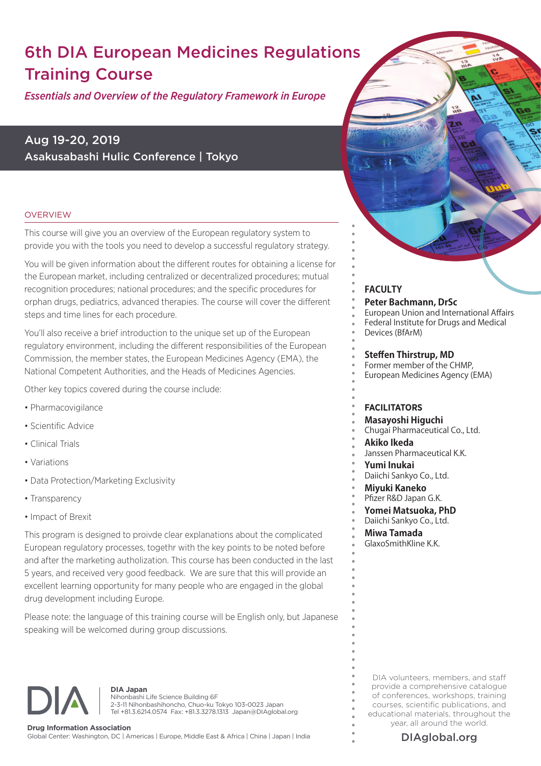# 6th DIA European Medicines Regulations Training Course

*Essentials and Overview of the Regulatory Framework in Europe*

**Aug 19-20, 2019**
**Asakusabashi Hulic Conference | Tokyo**

## OVERVIEW

This course will give you an overview of the European regulatory system to provide you with the tools you need to develop a successful regulatory strategy.

You will be given information about the different routes for obtaining a license for the European market, including centralized or decentralized procedures; mutual recognition procedures; national procedures; and the specific procedures for orphan drugs, pediatrics, advanced therapies. The course will cover the different steps and time lines for each procedure.

You'll also receive a brief introduction to the unique set up of the European regulatory environment, including the different responsibilities of the European Commission, the member states, the European Medicines Agency (EMA), the National Competent Authorities, and the Heads of Medicines Agencies.

Other key topics covered during the course include:

- Pharmacovigilance
- Scientific Advice
- Clinical Trials
- Variations
- Data Protection/Marketing Exclusivity
- Transparency
- Impact of Brexit

This program is designed to proivde clear explanations about the complicated European regulatory processes, togethr with the key points to be noted before and after the marketing autholization. This course has been conducted in the last 5 years, and received very good feedback. We are sure that this will provide an excellent learning opportunity for many people who are engaged in the global drug development including Europe.

Please note: the language of this training course will be English only, but Japanese speaking will be welcomed during group discussions.

## FACULTY

**Peter Bachmann, DrSc**
European Union and International Affairs
Federal Institute for Drugs and Medical Devices (BfArM)

**Steffen Thirstrup, MD**
Former member of the CHMP,
European Medicines Agency (EMA)

## FACILITATORS

**Masayoshi Higuchi**
Chugai Pharmaceutical Co., Ltd.

**Akiko Ikeda**
Janssen Pharmaceutical K.K.

**Yumi Inukai**
Daiichi Sankyo Co., Ltd.

**Miyuki Kaneko**
Pfizer R&D Japan G.K.

**Yomei Matsuoka, PhD**
Daiichi Sankyo Co., Ltd.

**Miwa Tamada**
GlaxoSmithKline K.K.

DIA volunteers, members, and staff provide a comprehensive catalogue of conferences, workshops, training courses, scientific publications, and educational materials, throughout the year, all around the world.

DIAglobal.org

**DIA Japan**
Nihonbashi Life Science Building 6F
2-3-11 Nihonbashihoncho, Chuo-ku Tokyo 103-0023 Japan
Tel +81.3.6214.0574 Fax: +81.3.3278.1313 Japan@DIAglobal.org

**Drug Information Association**
Global Center: Washington, DC | Americas | Europe, Middle East & Africa | China | Japan | India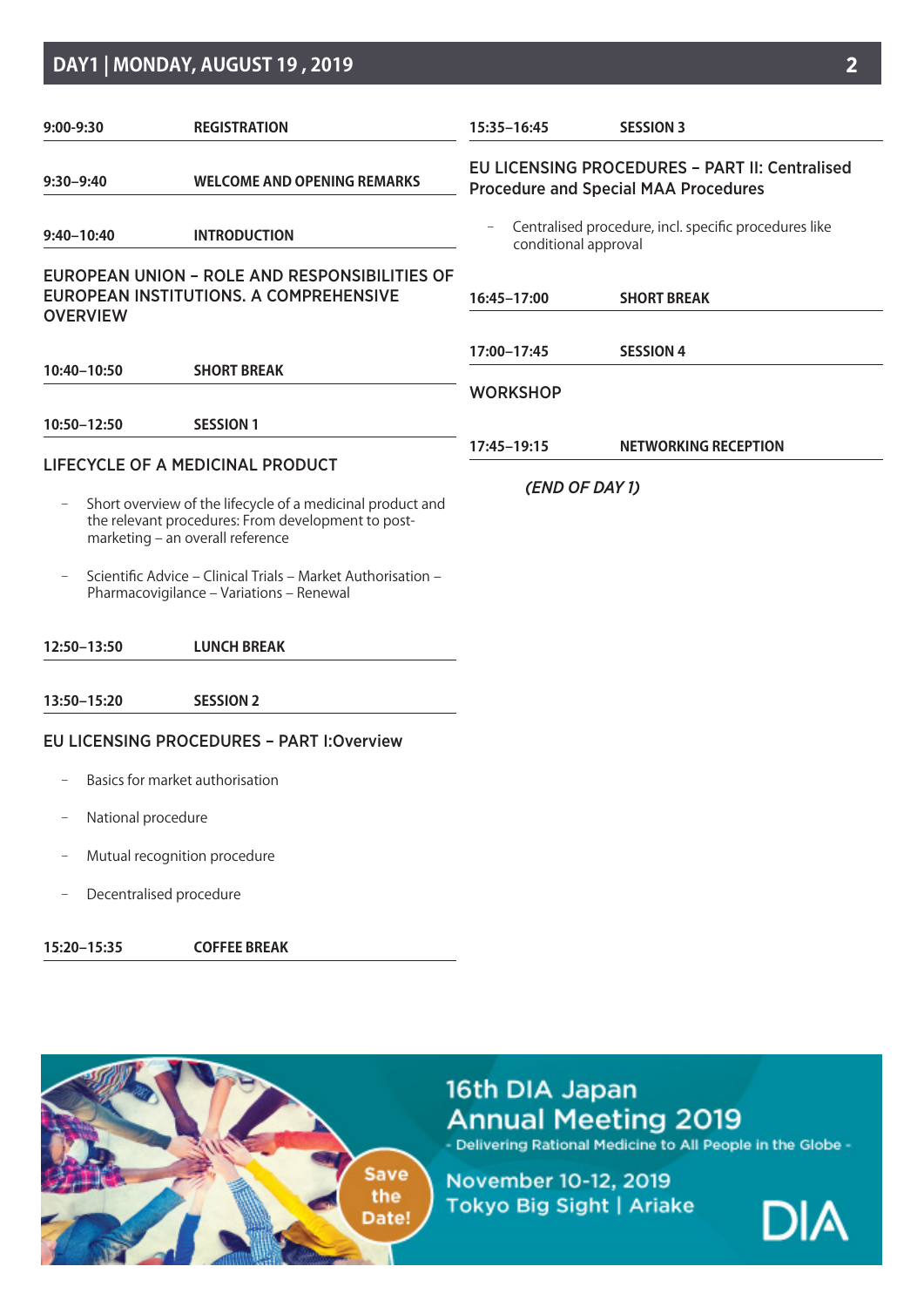## DAY1 | MONDAY, AUGUST 19 , 2019

**9:00-9:30** **REGISTRATION**

**9:30–9:40** **WELCOME AND OPENING REMARKS**

**9:40–10:40** **INTRODUCTION**

### EUROPEAN UNION – ROLE AND RESPONSIBILITIES OF EUROPEAN INSTITUTIONS. A COMPREHENSIVE OVERVIEW

**10:40–10:50** **SHORT BREAK**

**10:50–12:50** **SESSION 1**

### LIFECYCLE OF A MEDICINAL PRODUCT

- Short overview of the lifecycle of a medicinal product and the relevant procedures: From development to post-marketing – an overall reference
- Scientific Advice – Clinical Trials – Market Authorisation – Pharmacovigilance – Variations – Renewal

**12:50–13:50** **LUNCH BREAK**

**13:50–15:20** **SESSION 2**

### EU LICENSING PROCEDURES – PART I:Overview

- Basics for market authorisation
- National procedure
- Mutual recognition procedure
- Decentralised procedure

**15:20–15:35** **COFFEE BREAK**

**15:35–16:45** **SESSION 3**

### EU LICENSING PROCEDURES – PART II: Centralised Procedure and Special MAA Procedures

- Centralised procedure, incl. specific procedures like conditional approval

**16:45–17:00** **SHORT BREAK**

**17:00–17:45** **SESSION 4**

### WORKSHOP

**17:45–19:15** **NETWORKING RECEPTION**

*(END OF DAY 1)*

16th DIA Japan Annual Meeting 2019

- Delivering Rational Medicine to All People in the Globe -

Save the Date!

November 10-12, 2019

Tokyo Big Sight | Ariake

DIA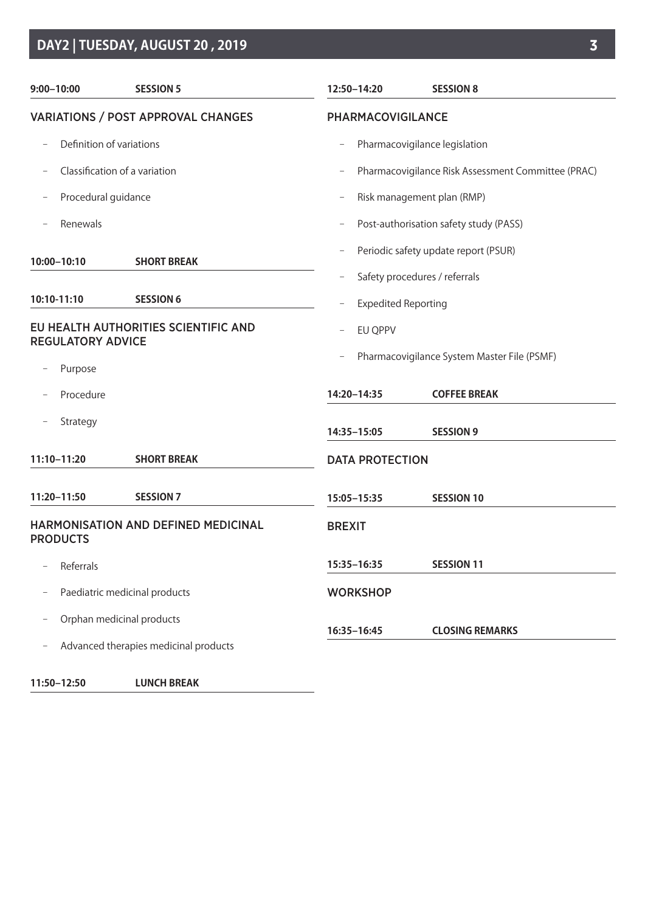## DAY2 | TUESDAY, AUGUST 20 , 2019

**9:00–10:00** **SESSION 5**

### VARIATIONS / POST APPROVAL CHANGES

- Definition of variations
- Classification of a variation
- Procedural guidance
- Renewals

**10:00–10:10** **SHORT BREAK**

**10:10-11:10** **SESSION 6**

### EU HEALTH AUTHORITIES SCIENTIFIC AND REGULATORY ADVICE

- Purpose
- Procedure
- Strategy

**11:10–11:20** **SHORT BREAK**

**11:20–11:50** **SESSION 7**

### HARMONISATION AND DEFINED MEDICINAL PRODUCTS

- Referrals
- Paediatric medicinal products
- Orphan medicinal products
- Advanced therapies medicinal products

**11:50–12:50** **LUNCH BREAK**

**12:50–14:20** **SESSION 8**

### PHARMACOVIGILANCE

- Pharmacovigilance legislation
- Pharmacovigilance Risk Assessment Committee (PRAC)
- Risk management plan (RMP)
- Post-authorisation safety study (PASS)
- Periodic safety update report (PSUR)
- Safety procedures / referrals
- Expedited Reporting
- EU QPPV
- Pharmacovigilance System Master File (PSMF)

**14:20–14:35** **COFFEE BREAK**

**14:35–15:05** **SESSION 9**

### DATA PROTECTION

**15:05–15:35** **SESSION 10**

### BREXIT

**15:35–16:35** **SESSION 11**

### WORKSHOP

**16:35–16:45** **CLOSING REMARKS**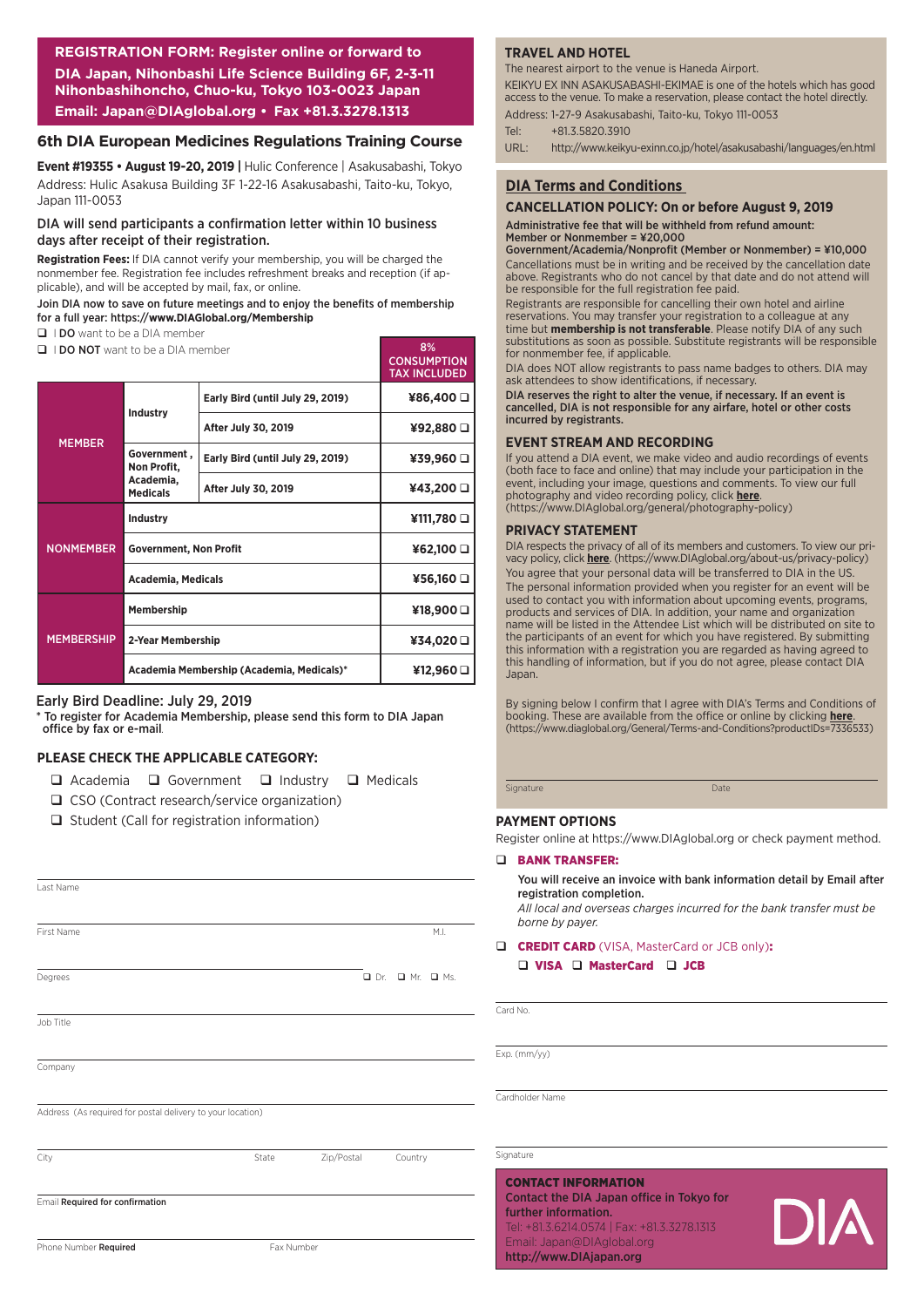**REGISTRATION FORM: Register online or forward to DIA Japan, Nihonbashi Life Science Building 6F, 2-3-11 Nihonbashihoncho, Chuo-ku, Tokyo 103-0023 Japan**
**Email: Japan@DIAglobal.org • Fax +81.3.3278.1313**

## 6th DIA European Medicines Regulations Training Course

**Event #19355 • August 19-20, 2019 |** Hulic Conference | Asakusabashi, Tokyo
Address: Hulic Asakusa Building 3F 1-22-16 Asakusabashi, Taito-ku, Tokyo, Japan 111-0053

DIA will send participants a confirmation letter within 10 business days after receipt of their registration.

**Registration Fees:** If DIA cannot verify your membership, you will be charged the nonmember fee. Registration fee includes refreshment breaks and reception (if applicable), and will be accepted by mail, fax, or online.

Join DIA now to save on future meetings and to enjoy the benefits of membership for a full year: **https://www.DIAGlobal.org/Membership**

❑ I **DO** want to be a DIA member
❑ I **DO NOT** want to be a DIA member

| | | | 8% CONSUMPTION TAX INCLUDED |
|---|---|---|---|
| MEMBER | Industry | Early Bird (until July 29, 2019) | ¥86,400 ❑ |
| | | After July 30, 2019 | ¥92,880 ❑ |
| | Government, Non Profit, Academia, Medicals | Early Bird (until July 29, 2019) | ¥39,960 ❑ |
| | | After July 30, 2019 | ¥43,200 ❑ |
| NONMEMBER | Industry | | ¥111,780 ❑ |
| | Government, Non Profit | | ¥62,100 ❑ |
| | Academia, Medicals | | ¥56,160 ❑ |
| MEMBERSHIP | Membership | | ¥18,900 ❑ |
| | 2-Year Membership | | ¥34,020 ❑ |
| | Academia Membership (Academia, Medicals)* | | ¥12,960 ❑ |

Early Bird Deadline: July 29, 2019

\* To register for Academia Membership, please send this form to DIA Japan office by fax or e-mail.

### PLEASE CHECK THE APPLICABLE CATEGORY:

❑ Academia ❑ Government ❑ Industry ❑ Medicals
❑ CSO (Contract research/service organization)
❑ Student (Call for registration information)

Last Name

First Name M.I.

Degrees ❑ Dr. ❑ Mr. ❑ Ms.

Job Title

Company

Address (As required for postal delivery to your location)

City State Zip/Postal Country

Email **Required for confirmation**

Phone Number **Required** Fax Number

### TRAVEL AND HOTEL

The nearest airport to the venue is Haneda Airport.

KEIKYU EX INN ASAKUSABASHI-EKIMAE is one of the hotels which has good access to the venue. To make a reservation, please contact the hotel directly.

Address: 1-27-9 Asakusabashi, Taito-ku, Tokyo 111-0053
Tel: +81.3.5820.3910
URL: http://www.keikyu-exinn.co.jp/hotel/asakusabashi/languages/en.html

## DIA Terms and Conditions

### CANCELLATION POLICY: On or before August 9, 2019

Administrative fee that will be withheld from refund amount:
Member or Nonmember = ¥20,000
Government/Academia/Nonprofit (Member or Nonmember) = ¥10,000

Cancellations must be in writing and be received by the cancellation date above. Registrants who do not cancel by that date and do not attend will be responsible for the full registration fee paid.

Registrants are responsible for cancelling their own hotel and airline reservations. You may transfer your registration to a colleague at any time but **membership is not transferable**. Please notify DIA of any such substitutions as soon as possible. Substitute registrants will be responsible for nonmember fee, if applicable.

DIA does NOT allow registrants to pass name badges to others. DIA may ask attendees to show identifications, if necessary.

**DIA reserves the right to alter the venue, if necessary. If an event is cancelled, DIA is not responsible for any airfare, hotel or other costs incurred by registrants.**

### EVENT STREAM AND RECORDING

If you attend a DIA event, we make video and audio recordings of events (both face to face and online) that may include your participation in the event, including your image, questions and comments. To view our full photography and video recording policy, click **here**. (https://www.DIAglobal.org/general/photography-policy)

### PRIVACY STATEMENT

DIA respects the privacy of all of its members and customers. To view our privacy policy, click **here**. (https://www.DIAglobal.org/about-us/privacy-policy)

You agree that your personal data will be transferred to DIA in the US. The personal information provided when you register for an event will be used to contact you with information about upcoming events, programs, products and services of DIA. In addition, your name and organization name will be listed in the Attendee List which will be distributed on site to the participants of an event for which you have registered. By submitting this information with a registration you are regarded as having agreed to this handling of information, but if you do not agree, please contact DIA Japan.

By signing below I confirm that I agree with DIA's Terms and Conditions of booking. These are available from the office or online by clicking **here**. (https://www.diaglobal.org/General/Terms-and-Conditions?productIDs=7336533)

Signature Date

### PAYMENT OPTIONS

Register online at https://www.DIAglobal.org or check payment method.

❑ **BANK TRANSFER:**
You will receive an invoice with bank information detail by Email after registration completion.
*All local and overseas charges incurred for the bank transfer must be borne by payer.*

❑ **CREDIT CARD** (VISA, MasterCard or JCB only)**:**
❑ **VISA** ❑ **MasterCard** ❑ **JCB**

Card No.

Exp. (mm/yy)

Cardholder Name

Signature

### CONTACT INFORMATION

**Contact the DIA Japan office in Tokyo for further information.**
Tel: +81.3.6214.0574 | Fax: +81.3.3278.1313
Email: Japan@DIAglobal.org
**http://www.DIAjapan.org**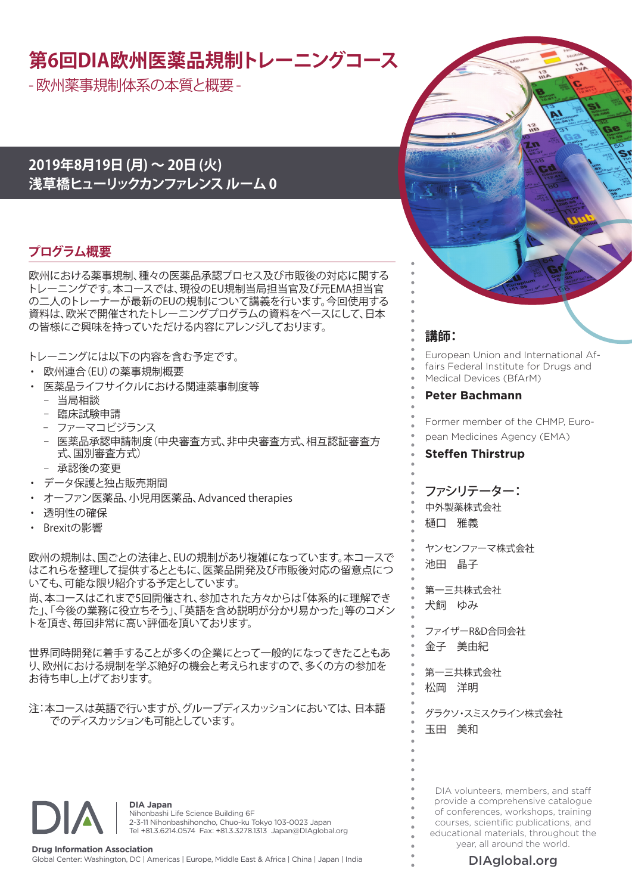# 第6回DIA欧州医薬品規制トレーニングコース

- 欧州薬事規制体系の本質と概要 -

**2019年8月19日 (月) ～ 20日 (火)**
**浅草橋ヒューリックカンファレンス ルーム 0**

## プログラム概要

欧州における薬事規制、種々の医薬品承認プロセス及び市販後の対応に関するトレーニングです。本コースでは、現役のEU規制当局担当官及び元EMA担当官の二人のトレーナーが最新のEUの規制について講義を行います。今回使用する資料は、欧米で開催されたトレーニングプログラムの資料をベースにして、日本の皆様にご興味を持っていただける内容にアレンジしております。

トレーニングには以下の内容を含む予定です。

- 欧州連合（EU）の薬事規制概要
- 医薬品ライフサイクルにおける関連薬事制度等
  - 当局相談
  - 臨床試験申請
  - ファーマコビジランス
  - 医薬品承認申請制度（中央審査方式、非中央審査方式、相互認証審査方式、国別審査方式）
  - 承認後の変更
- データ保護と独占販売期間
- オーファン医薬品、小児用医薬品、Advanced therapies
- 透明性の確保
- Brexitの影響

欧州の規制は、国ごとの法律と、EUの規制があり複雑になっています。本コースではこれらを整理して提供するとともに、医薬品開発及び市販後対応の留意点についても、可能な限り紹介する予定としています。
尚、本コースはこれまで5回開催され、参加された方々からは「体系的に理解できた」、「今後の業務に役立ちそう」、「英語を含め説明が分かり易かった」等のコメントを頂き、毎回非常に高い評価を頂いております。

世界同時開発に着手することが多くの企業にとって一般的になってきたこともあり、欧州における規制を学ぶ絶好の機会と考えられますので、多くの方の参加をお待ち申し上げております。

注：本コースは英語で行いますが、グループディスカッションにおいては、日本語でのディスカッションも可能としています。

## 講師：

European Union and International Affairs Federal Institute for Drugs and Medical Devices (BfArM)
**Peter Bachmann**

Former member of the CHMP, European Medicines Agency (EMA)
**Steffen Thirstrup**

## ファシリテーター：

中外製薬株式会社
樋口　雅義

ヤンセンファーマ株式会社
池田　晶子

第一三共株式会社
犬飼　ゆみ

ファイザーR&D合同会社
金子　美由紀

第一三共株式会社
松岡　洋明

グラクソ・スミスクライン株式会社
玉田　美和

DIA volunteers, members, and staff provide a comprehensive catalogue of conferences, workshops, training courses, scientific publications, and educational materials, throughout the year, all around the world.

DIAglobal.org

**DIA Japan**
Nihonbashi Life Science Building 6F
2-3-11 Nihonbashihoncho, Chuo-ku Tokyo 103-0023 Japan
Tel +81.3.6214.0574 Fax: +81.3.3278.1313 Japan@DIAglobal.org

**Drug Information Association**
Global Center: Washington, DC | Americas | Europe, Middle East & Africa | China | Japan | India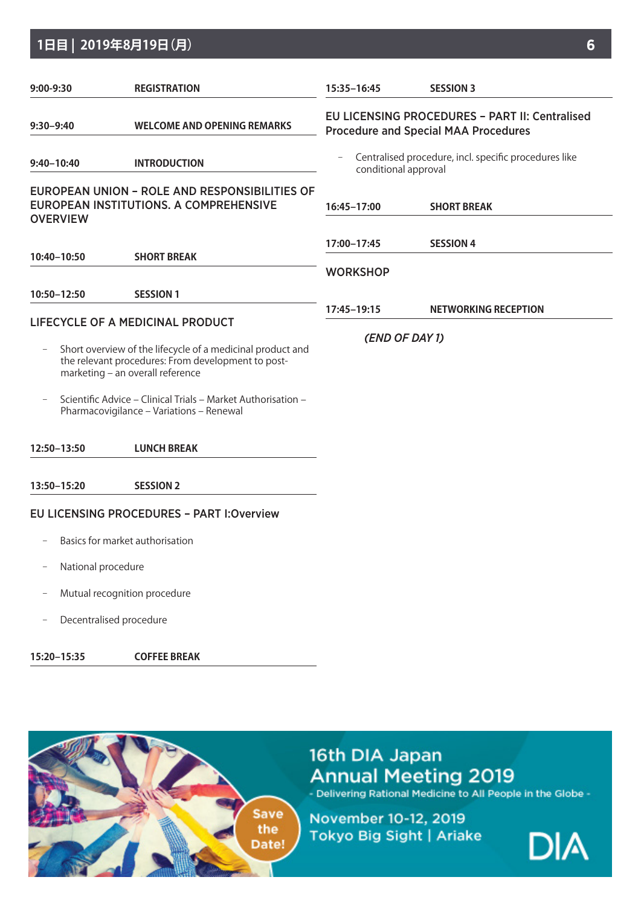## 1日目 | 2019年8月19日(月)

**9:00-9:30** **REGISTRATION**

**9:30–9:40** **WELCOME AND OPENING REMARKS**

**9:40–10:40** **INTRODUCTION**

### EUROPEAN UNION – ROLE AND RESPONSIBILITIES OF EUROPEAN INSTITUTIONS. A COMPREHENSIVE OVERVIEW

**10:40–10:50** **SHORT BREAK**

**10:50–12:50** **SESSION 1**

### LIFECYCLE OF A MEDICINAL PRODUCT

- Short overview of the lifecycle of a medicinal product and the relevant procedures: From development to post-marketing – an overall reference
- Scientific Advice – Clinical Trials – Market Authorisation – Pharmacovigilance – Variations – Renewal

**12:50–13:50** **LUNCH BREAK**

**13:50–15:20** **SESSION 2**

### EU LICENSING PROCEDURES – PART I:Overview

- Basics for market authorisation
- National procedure
- Mutual recognition procedure
- Decentralised procedure

**15:20–15:35** **COFFEE BREAK**

**15:35–16:45** **SESSION 3**

### EU LICENSING PROCEDURES – PART II: Centralised Procedure and Special MAA Procedures

- Centralised procedure, incl. specific procedures like conditional approval

**16:45–17:00** **SHORT BREAK**

**17:00–17:45** **SESSION 4**

### WORKSHOP

**17:45–19:15** **NETWORKING RECEPTION**

*(END OF DAY 1)*

16th DIA Japan Annual Meeting 2019

- Delivering Rational Medicine to All People in the Globe -

November 10-12, 2019

Tokyo Big Sight | Ariake

Save the Date!

DIA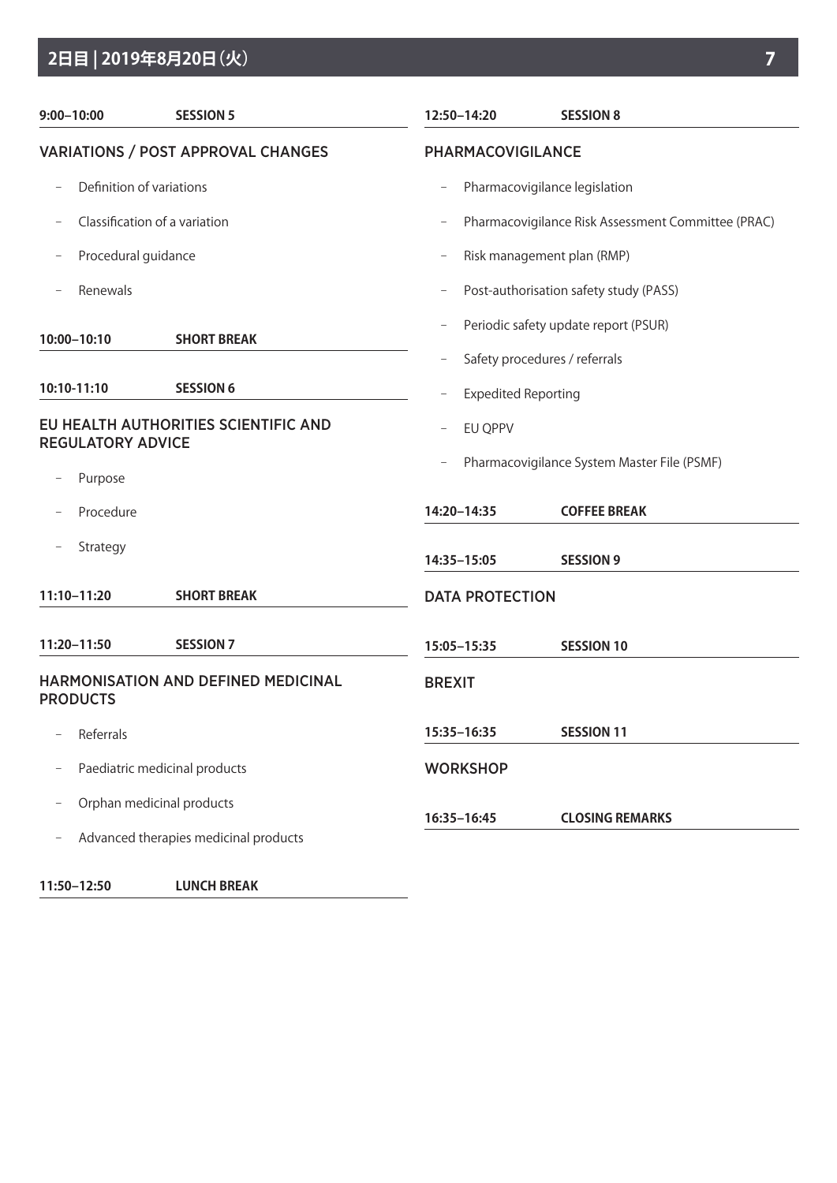## 2日目 | 2019年8月20日（火）

**9:00–10:00** **SESSION 5**

### VARIATIONS / POST APPROVAL CHANGES

- Definition of variations
- Classification of a variation
- Procedural guidance
- Renewals

**10:00–10:10** **SHORT BREAK**

**10:10-11:10** **SESSION 6**

### EU HEALTH AUTHORITIES SCIENTIFIC AND REGULATORY ADVICE

- Purpose
- Procedure
- Strategy

**11:10–11:20** **SHORT BREAK**

**11:20–11:50** **SESSION 7**

### HARMONISATION AND DEFINED MEDICINAL PRODUCTS

- Referrals
- Paediatric medicinal products
- Orphan medicinal products
- Advanced therapies medicinal products

**11:50–12:50** **LUNCH BREAK**

**12:50–14:20** **SESSION 8**

### PHARMACOVIGILANCE

- Pharmacovigilance legislation
- Pharmacovigilance Risk Assessment Committee (PRAC)
- Risk management plan (RMP)
- Post-authorisation safety study (PASS)
- Periodic safety update report (PSUR)
- Safety procedures / referrals
- Expedited Reporting
- EU QPPV
- Pharmacovigilance System Master File (PSMF)

**14:20–14:35** **COFFEE BREAK**

**14:35–15:05** **SESSION 9**

### DATA PROTECTION

**15:05–15:35** **SESSION 10**

### BREXIT

**15:35–16:35** **SESSION 11**

### WORKSHOP

**16:35–16:45** **CLOSING REMARKS**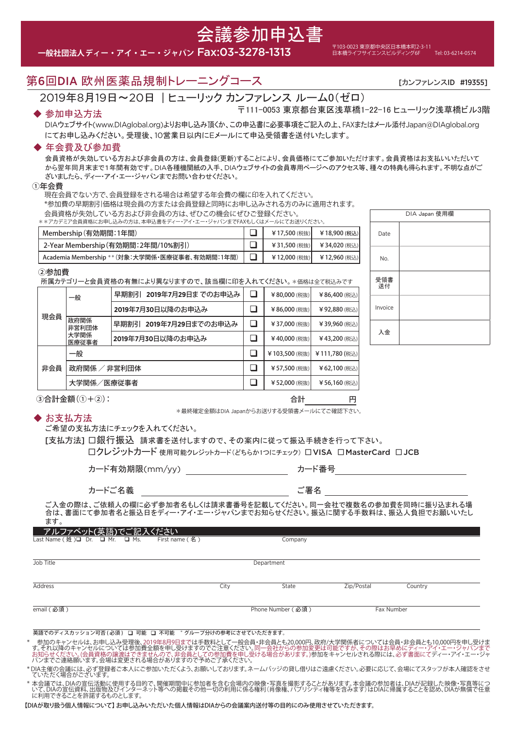# 会議参加申込書

**一般社団法人ディー・アイ・エー・ジャパン Fax:03-3278-1313**

〒103-0023 東京都中央区日本橋本町2-3-11
日本橋ライフサイエンスビルディング6F　Tel: 03-6214-0574

## 第6回DIA 欧州医薬品規制トレーニングコース

[カンファレンスID #19355]

2019年8月19日～20日 ｜ヒューリック カンファレンス ルーム0（ゼロ）
〒111-0053 東京都台東区浅草橋1-22-16 ヒューリック浅草橋ビル3階

### ◆ 参加申込方法

DIAウェブサイト(www.DIAglobal.org)よりお申し込み頂くか、この申込書に必要事項をご記入の上、FAXまたはメール添付Japan@DIAglobal.orgにてお申し込みください。受理後、10営業日以内にEメールにて申込受領書を送付いたします。

### ◆ 年会費及び参加費

会員資格が失効している方および非会員の方は、会員登録(更新)することにより、会員価格にてご参加いただけます。会員資格はお支払いいただいてから翌年同月末まで1年間有効です。DIA各種機関紙の入手、DIAウェブサイトの会員専用ページへのアクセス等、種々の特典も得られます。不明な点がございましたら、ディー・アイ・エー・ジャパンまでお問い合わせください。

①年会費

現在会員でない方で、会員登録をされる場合は希望する年会費の欄に印を入れてください。
*参加費の早期割引価格は現会員の方または会員登録と同時にお申し込みされる方のみに適用されます。
会員資格が失効している方および非会員の方は、ぜひこの機会にぜひご登録ください。
＊＊アカデミア会員資格にお申し込みの方は、本申込書をディー・アイ・エー・ジャパンまでFAXもしくはメールにてお送りください。

| | | | |
|---|---|---|---|
| Membership（有効期間：1年間） | ❑ | ￥17,500 (税抜) | ￥18,900 (税込) |
| 2-Year Membership（有効期間：2年間/10%割引） | ❑ | ￥31,500 (税抜) | ￥34,020 (税込) |
| Academia Membership ＊＊（対象：大学関係・医療従事者、有効期間：1年間） | ❑ | ￥12,000 (税抜) | ￥12,960 (税込) |

②参加費

所属カテゴリーと会員資格の有無により異なりますので、該当欄に印を入れてください。＊価格は全て税込みです

| | | | | | |
|---|---|---|---|---|---|
| 現会員 | 一般 | 早期割引 2019年7月29日までのお申込み | ❑ | ￥80,000 (税抜) | ￥86,400 (税込) |
| | | 2019年7月30日以降のお申込み | ❑ | ￥86,000 (税抜) | ￥92,880 (税込) |
| | 政府関係 非営利団体 大学関係 医療従事者 | 早期割引 2019年7月29日までのお申込み | ❑ | ￥37,000 (税抜) | ￥39,960 (税込) |
| | | 2019年7月30日以降のお申込み | ❑ | ￥40,000 (税抜) | ￥43,200 (税込) |
| 非会員 | 一般 | | ❑ | ￥103,500 (税抜) | ￥111,780 (税込) |
| | 政府関係 ／ 非営利団体 | | ❑ | ￥57,500 (税抜) | ￥62,100 (税込) |
| | 大学関係／医療従事者 | | ❑ | ￥52,000 (税抜) | ￥56,160 (税込) |

③合計金額(①+②)：　　合計 ＿＿＿＿＿ 円

＊最終確定金額はDIA Japanからお送りする受領書メールにてご確認下さい。

| DIA Japan 使用欄 | |
|---|---|
| Date | |
| No. | |
| 受領書送付 | |
| Invoice | |
| 入金 | |

### ◆ お支払方法

ご希望の支払方法にチェックを入れてください。

[支払方法] □銀行振込　請求書を送付しますので、その案内に従って振込手続きを行って下さい。
□クレジットカード 使用可能クレジットカード（どちらか1つにチェック） □VISA □MasterCard □JCB

カード有効期限(mm/yy) ＿＿＿＿＿＿＿＿　カード番号 ＿＿＿＿＿＿＿＿

カードご名義 ＿＿＿＿＿＿＿＿　ご署名 ＿＿＿＿＿＿＿＿

ご入金の際は、ご依頼人の欄に必ず参加者名もしくは請求書番号を記載してください。同一会社で複数名の参加費を同時に振り込まれる場合は、書面にて参加者名と振込日をディー・アイ・エー・ジャパンまでお知らせください。振込に関する手数料は、振込人負担でお願いいたします。

**アルファベット(英語)でご記入ください**

Last Name ( 姓 )❑ Dr. ❑ Mr. ❑ Ms.　First name ( 名 )　Company

Job Title　Department

Address　City　State　Zip/Postal　Country

email ( 必須 )　Phone Number ( 必須 )　Fax Number

英語でのディスカッション可否（必須） ❑ 可能 ❑ 不可能 ＊グループ分けの参考にさせていただきます。

＊ 参加のキャンセルは、お申し込み受理後、2019年8月9日までは手数料として一般会員・非会員とも20,000円、政府/大学関係者については会員・非会員とも10,000円を申し受けます。それ以降のキャンセルについては参加費全額を申し受けますのでご注意ください。同一会社からの参加変更は可能ですが、その際はお早めにディー・アイ・エー・ジャパンまでお知らせください。(会員資格の譲渡はできませんので、非会員としての参加費を申し受ける場合があります。)参加をキャンセルされる際には、必ず書面にてディー・アイ・エー・ジャパンまでご連絡願います。会場は変更される場合がありますので予めご了承ください。

＊DIA主催の会議には、必ず登録者ご本人にご参加いただくよう、お願いしております。ネームバッジの貸し借りはご遠慮ください。必要に応じて、会場にてスタッフが本人確認をさせていただく場合がございます。

＊ 本会議では、DIAの宣伝活動に使用する目的で、開催期間中に参加者を含む会場内の映像・写真を撮影することがあります。本会議の参加者は、DIAが記録した映像・写真等について、DIAの宣伝資料、出版物及びインターネット等への掲載その他一切の利用に係る権利（肖像権、パブリシティ権等を含みます）はDIAに帰属することを認め、DIAが無償で任意に利用できることを許諾するものとします。

【DIAが取り扱う個人情報について】お申し込みいただいた個人情報はDIAからの会議案内送付等の目的にのみ使用させていただきます。